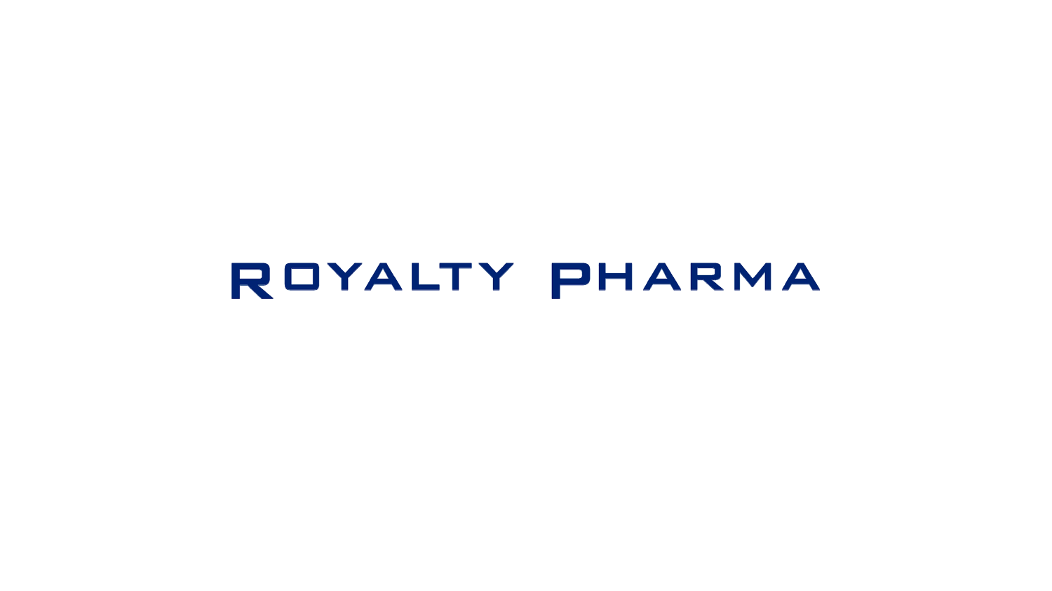# ROYALTY PHARMA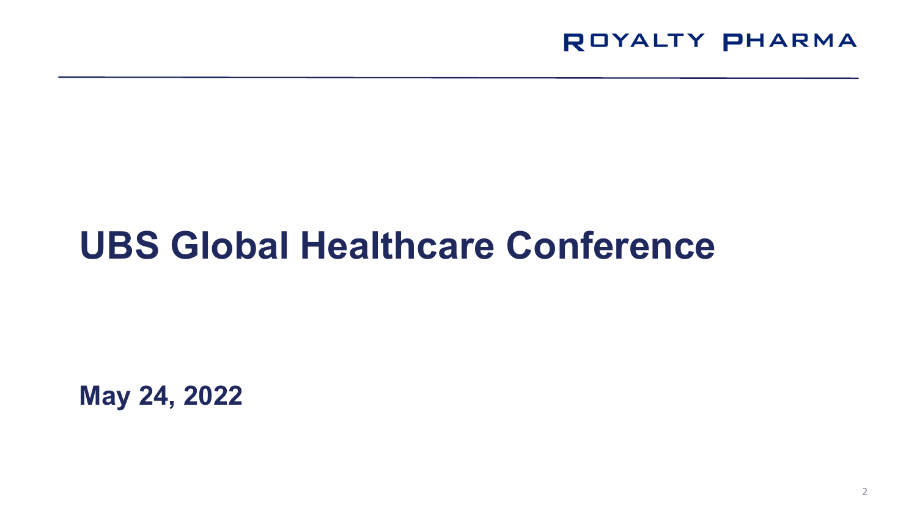# UBS Global Healthcare Conference

**May 24, 2022**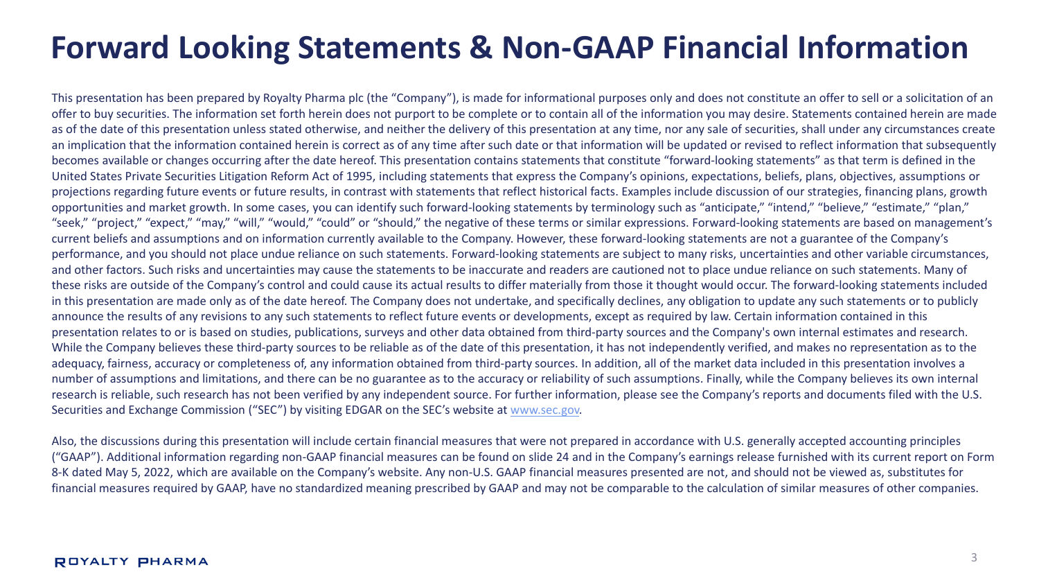# Forward Looking Statements & Non-GAAP Financial Information

This presentation has been prepared by Royalty Pharma plc (the "Company"), is made for informational purposes only and does not constitute an offer to sell or a solicitation of an offer to buy securities. The information set forth herein does not purport to be complete or to contain all of the information you may desire. Statements contained herein are made as of the date of this presentation unless stated otherwise, and neither the delivery of this presentation at any time, nor any sale of securities, shall under any circumstances create an implication that the information contained herein is correct as of any time after such date or that information will be updated or revised to reflect information that subsequently becomes available or changes occurring after the date hereof. This presentation contains statements that constitute "forward-looking statements" as that term is defined in the United States Private Securities Litigation Reform Act of 1995, including statements that express the Company's opinions, expectations, beliefs, plans, objectives, assumptions or projections regarding future events or future results, in contrast with statements that reflect historical facts. Examples include discussion of our strategies, financing plans, growth opportunities and market growth. In some cases, you can identify such forward-looking statements by terminology such as "anticipate," "intend," "believe," "estimate," "plan," "seek," "project," "expect," "may," "will," "would," "could" or "should," the negative of these terms or similar expressions. Forward-looking statements are based on management's current beliefs and assumptions and on information currently available to the Company. However, these forward-looking statements are not a guarantee of the Company's performance, and you should not place undue reliance on such statements. Forward-looking statements are subject to many risks, uncertainties and other variable circumstances, and other factors. Such risks and uncertainties may cause the statements to be inaccurate and readers are cautioned not to place undue reliance on such statements. Many of these risks are outside of the Company's control and could cause its actual results to differ materially from those it thought would occur. The forward-looking statements included in this presentation are made only as of the date hereof. The Company does not undertake, and specifically declines, any obligation to update any such statements or to publicly announce the results of any revisions to any such statements to reflect future events or developments, except as required by law. Certain information contained in this presentation relates to or is based on studies, publications, surveys and other data obtained from third-party sources and the Company's own internal estimates and research. While the Company believes these third-party sources to be reliable as of the date of this presentation, it has not independently verified, and makes no representation as to the adequacy, fairness, accuracy or completeness of, any information obtained from third-party sources. In addition, all of the market data included in this presentation involves a number of assumptions and limitations, and there can be no guarantee as to the accuracy or reliability of such assumptions. Finally, while the Company believes its own internal research is reliable, such research has not been verified by any independent source. For further information, please see the Company's reports and documents filed with the U.S. Securities and Exchange Commission ("SEC") by visiting EDGAR on the SEC's website at www.sec.gov.

Also, the discussions during this presentation will include certain financial measures that were not prepared in accordance with U.S. generally accepted accounting principles ("GAAP"). Additional information regarding non-GAAP financial measures can be found on slide 24 and in the Company's earnings release furnished with its current report on Form 8-K dated May 5, 2022, which are available on the Company's website. Any non-U.S. GAAP financial measures presented are not, and should not be viewed as, substitutes for financial measures required by GAAP, have no standardized meaning prescribed by GAAP and may not be comparable to the calculation of similar measures of other companies.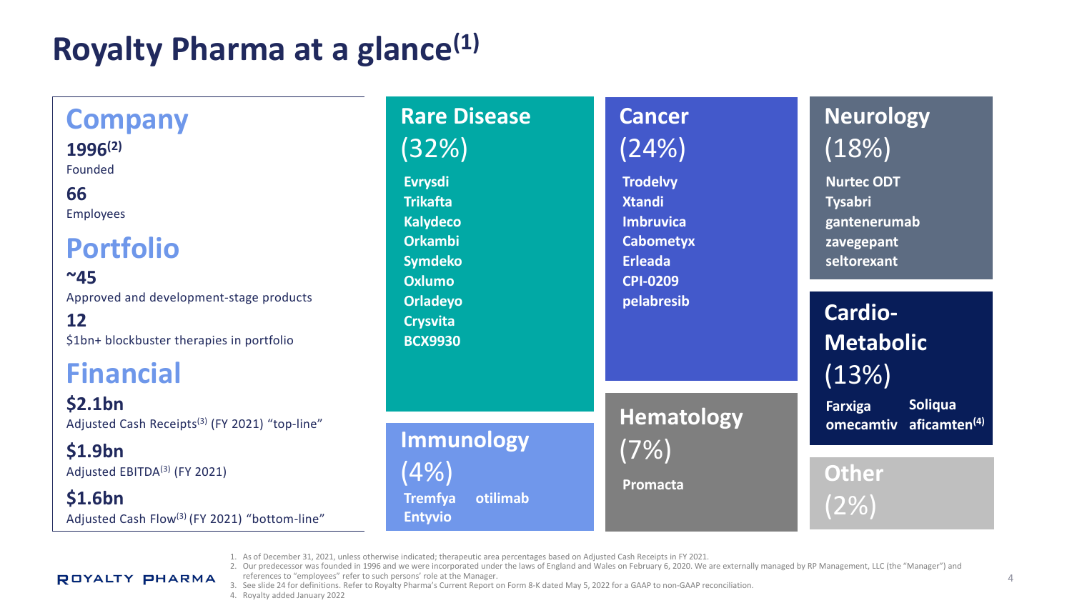# Royalty Pharma at a glance[1]

## Company

**1996[2]**
Founded

**66**
Employees

## Portfolio

**~45**
Approved and development-stage products

**12**
$1bn+ blockbuster therapies in portfolio

## Financial

**$2.1bn**
Adjusted Cash Receipts[3] (FY 2021) "top-line"

**$1.9bn**
Adjusted EBITDA[3] (FY 2021)

**$1.6bn**
Adjusted Cash Flow[3] (FY 2021) "bottom-line"

### Rare Disease (32%)

- Evrysdi
- Trikafta
- Kalydeco
- Orkambi
- Symdeko
- Oxlumo
- Orladeyo
- Crysvita
- BCX9930

### Immunology (4%)

- Tremfya
- otilimab
- Entyvio

### Cancer (24%)

- Trodelvy
- Xtandi
- Imbruvica
- Cabometyx
- Erleada
- CPI-0209
- pelabresib

### Hematology (7%)

- Promacta

### Neurology (18%)

- Nurtec ODT
- Tysabri
- gantenerumab
- zavegepant
- seltorexant

### Cardio-Metabolic (13%)

- Farxiga
- Soliqua
- omecamtiv
- aficamten[4]

### Other (2%)

1. As of December 31, 2021, unless otherwise indicated; therapeutic area percentages based on Adjusted Cash Receipts in FY 2021.
2. Our predecessor was founded in 1996 and we were incorporated under the laws of England and Wales on February 6, 2020. We are externally managed by RP Management, LLC (the "Manager") and references to "employees" refer to such persons' role at the Manager.
3. See slide 24 for definitions. Refer to Royalty Pharma's Current Report on Form 8-K dated May 5, 2022 for a GAAP to non-GAAP reconciliation.
4. Royalty added January 2022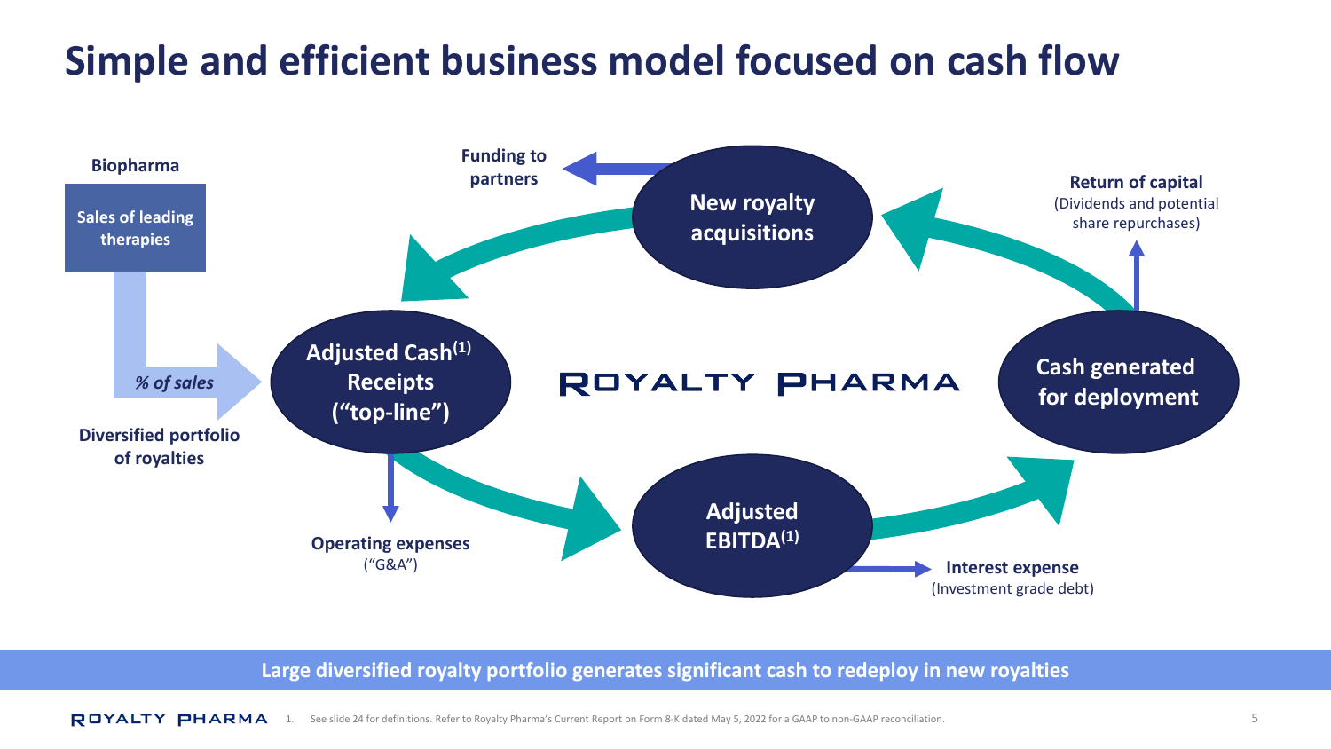# Simple and efficient business model focused on cash flow

**Biopharma**

**Sales of leading therapies**

*% of sales*

**Diversified portfolio of royalties**

**Adjusted Cash[1] Receipts ("top-line")**

**Operating expenses** ("G&A")

**Adjusted EBITDA[1]**

**Interest expense** (Investment grade debt)

**Cash generated for deployment**

**Return of capital** (Dividends and potential share repurchases)

**New royalty acquisitions**

**Funding to partners**

ROYALTY PHARMA

**Large diversified royalty portfolio generates significant cash to redeploy in new royalties**

1. See slide 24 for definitions. Refer to Royalty Pharma's Current Report on Form 8-K dated May 5, 2022 for a GAAP to non-GAAP reconciliation.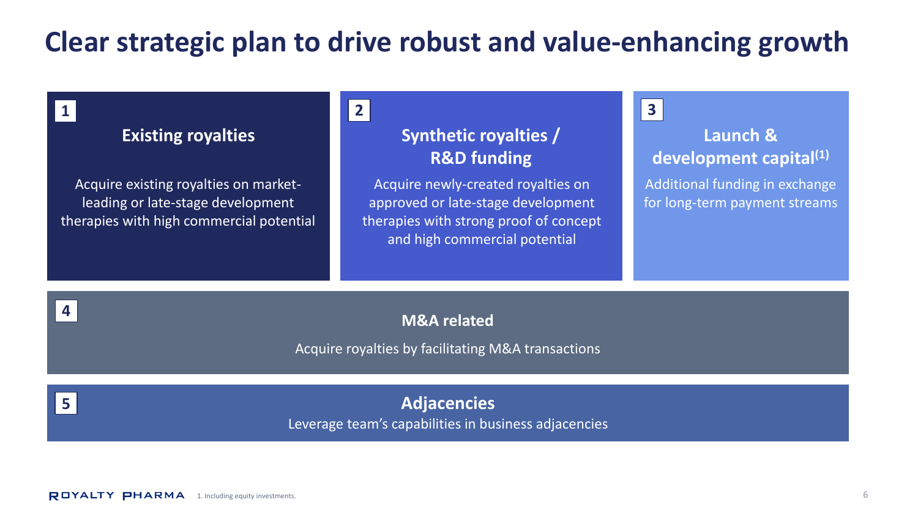# Clear strategic plan to drive robust and value-enhancing growth

### 1 Existing royalties

Acquire existing royalties on market-leading or late-stage development therapies with high commercial potential

### 2 Synthetic royalties / R&D funding

Acquire newly-created royalties on approved or late-stage development therapies with strong proof of concept and high commercial potential

### 3 Launch & development capital[1]

Additional funding in exchange for long-term payment streams

### 4 M&A related

Acquire royalties by facilitating M&A transactions

### 5 Adjacencies

Leverage team's capabilities in business adjacencies

1. Including equity investments.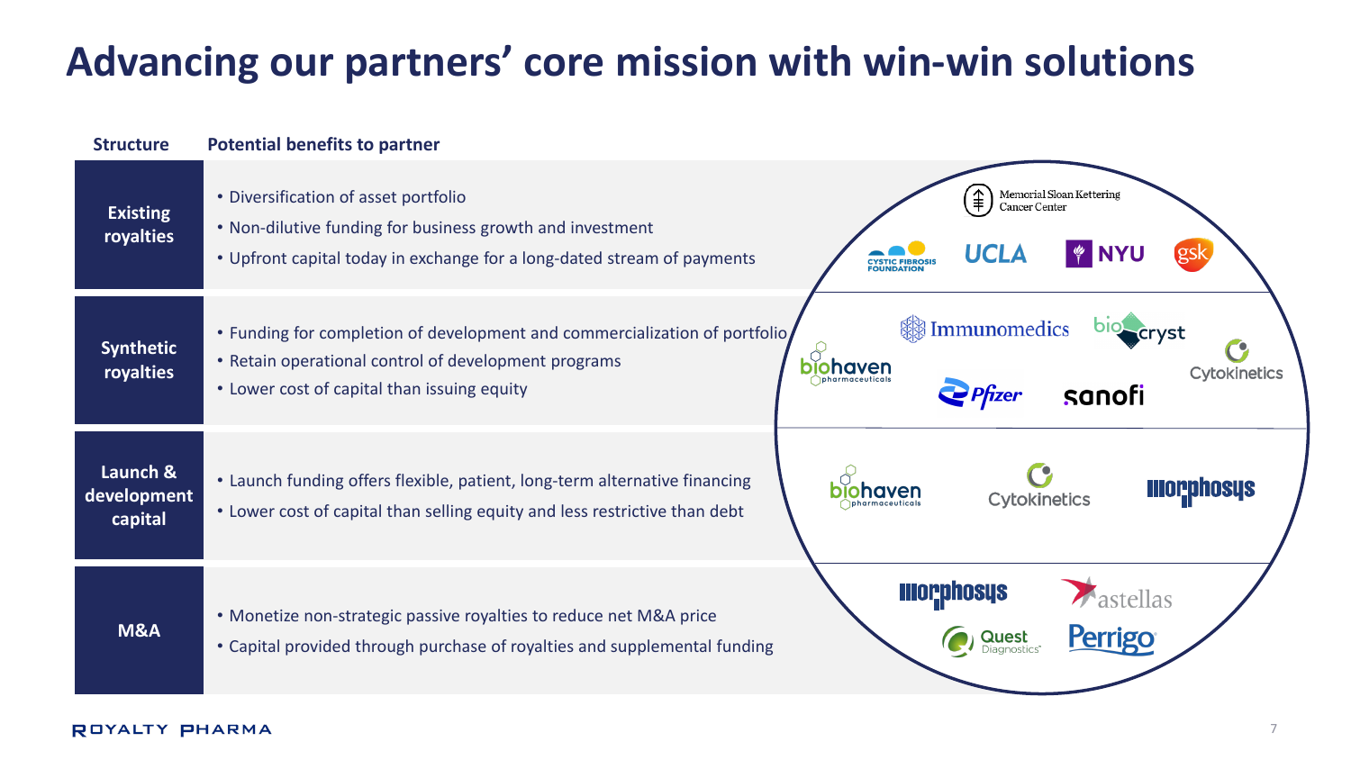# Advancing our partners' core mission with win-win solutions

| Structure | Potential benefits to partner | Partners |
|---|---|---|
| Existing royalties | • Diversification of asset portfolio<br>• Non-dilutive funding for business growth and investment<br>• Upfront capital today in exchange for a long-dated stream of payments | Memorial Sloan Kettering Cancer Center, Cystic Fibrosis Foundation, UCLA, NYU, gsk |
| Synthetic royalties | • Funding for completion of development and commercialization of portfolio<br>• Retain operational control of development programs<br>• Lower cost of capital than issuing equity | Immunomedics, BioCryst, Biohaven Pharmaceuticals, Cytokinetics, Pfizer, Sanofi |
| Launch & development capital | • Launch funding offers flexible, patient, long-term alternative financing<br>• Lower cost of capital than selling equity and less restrictive than debt | Biohaven Pharmaceuticals, Cytokinetics, MorphoSys |
| M&A | • Monetize non-strategic passive royalties to reduce net M&A price<br>• Capital provided through purchase of royalties and supplemental funding | MorphoSys, Astellas, Quest Diagnostics, Perrigo |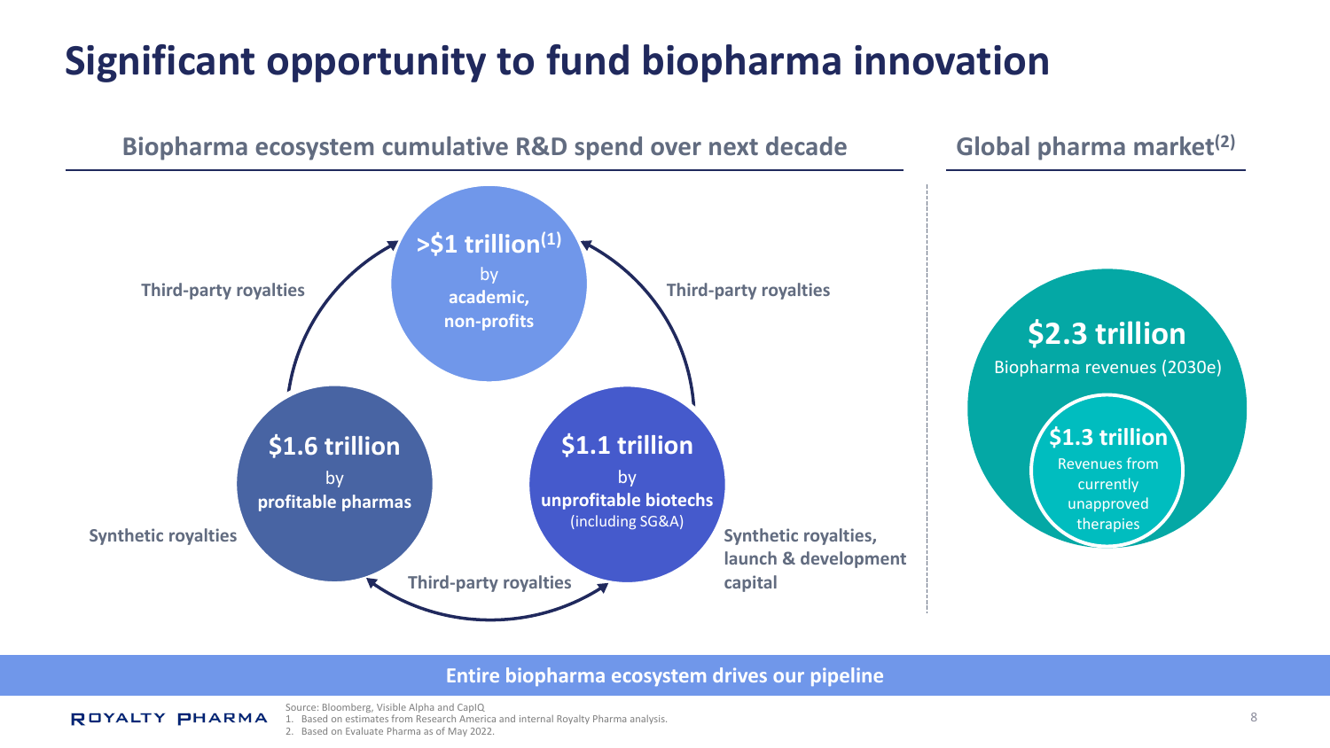# Significant opportunity to fund biopharma innovation

## Biopharma ecosystem cumulative R&D spend over next decade

**>$1 trillion[1]** by **academic, non-profits**

**$1.6 trillion** by **profitable pharmas**

**$1.1 trillion** by **unprofitable biotechs** (including SG&A)

**Third-party royalties**

**Third-party royalties**

**Third-party royalties**

**Synthetic royalties**

**Synthetic royalties, launch & development capital**

## Global pharma market[2]

**$2.3 trillion**
Biopharma revenues (2030e)

**$1.3 trillion**
Revenues from currently unapproved therapies

**Entire biopharma ecosystem drives our pipeline**

Source: Bloomberg, Visible Alpha and CapIQ.
1. Based on estimates from Research America and internal Royalty Pharma analysis.
2. Based on Evaluate Pharma as of May 2022.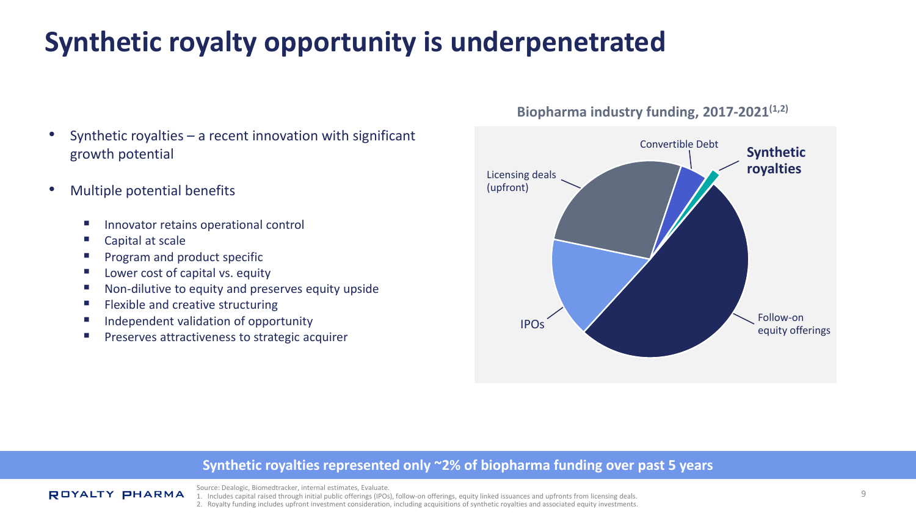# Synthetic royalty opportunity is underpenetrated

- Synthetic royalties – a recent innovation with significant growth potential
- Multiple potential benefits
  - Innovator retains operational control
  - Capital at scale
  - Program and product specific
  - Lower cost of capital vs. equity
  - Non-dilutive to equity and preserves equity upside
  - Flexible and creative structuring
  - Independent validation of opportunity
  - Preserves attractiveness to strategic acquirer

**Biopharma industry funding, 2017-2021[1,2]**

Convertible Debt

**Synthetic royalties**

Licensing deals (upfront)

IPOs

Follow-on equity offerings

**Synthetic royalties represented only ~2% of biopharma funding over past 5 years**

Source: Dealogic, Biomedtracker, internal estimates, Evaluate.
1. Includes capital raised through initial public offerings (IPOs), follow-on offerings, equity linked issuances and upfronts from licensing deals.
2. Royalty funding includes upfront investment consideration, including acquisitions of synthetic royalties and associated equity investments.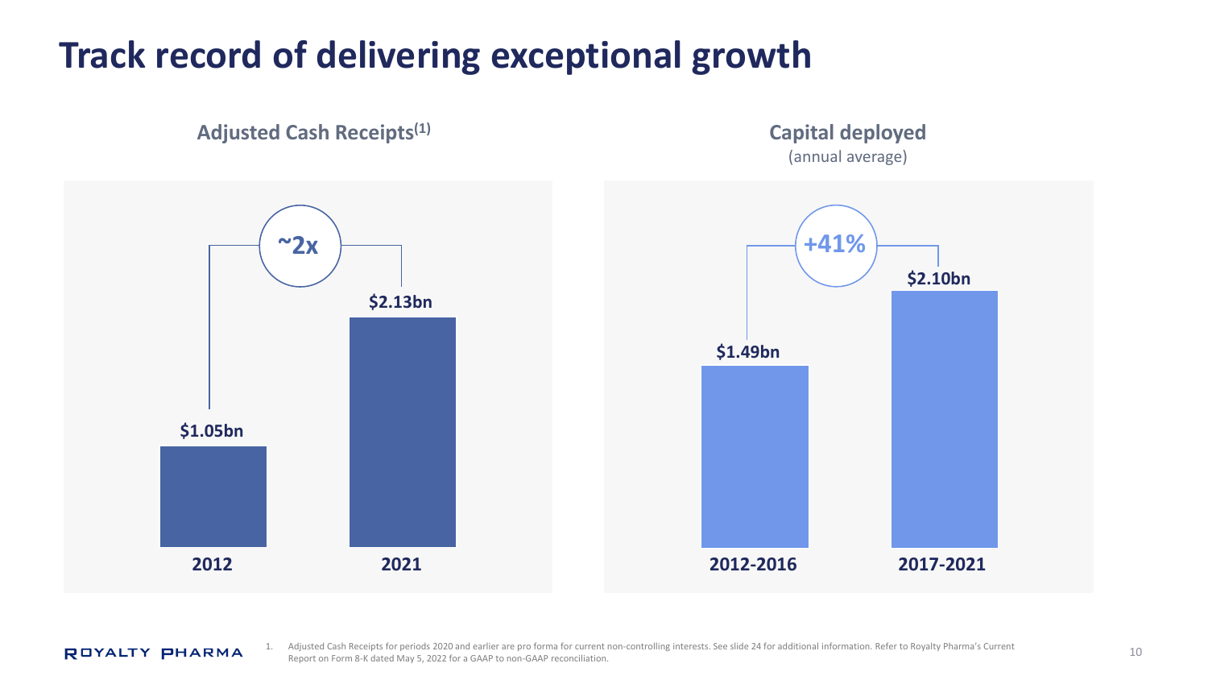# Track record of delivering exceptional growth

## Adjusted Cash Receipts[1]

| | 2012 | 2021 |
|---|---|---|
| Adjusted Cash Receipts | $1.05bn | $2.13bn |

~2x

## Capital deployed
(annual average)

| | 2012-2016 | 2017-2021 |
|---|---|---|
| Capital deployed | $1.49bn | $2.10bn |

+41%

1. Adjusted Cash Receipts for periods 2020 and earlier are pro forma for current non-controlling interests. See slide 24 for additional information. Refer to Royalty Pharma's Current Report on Form 8-K dated May 5, 2022 for a GAAP to non-GAAP reconciliation.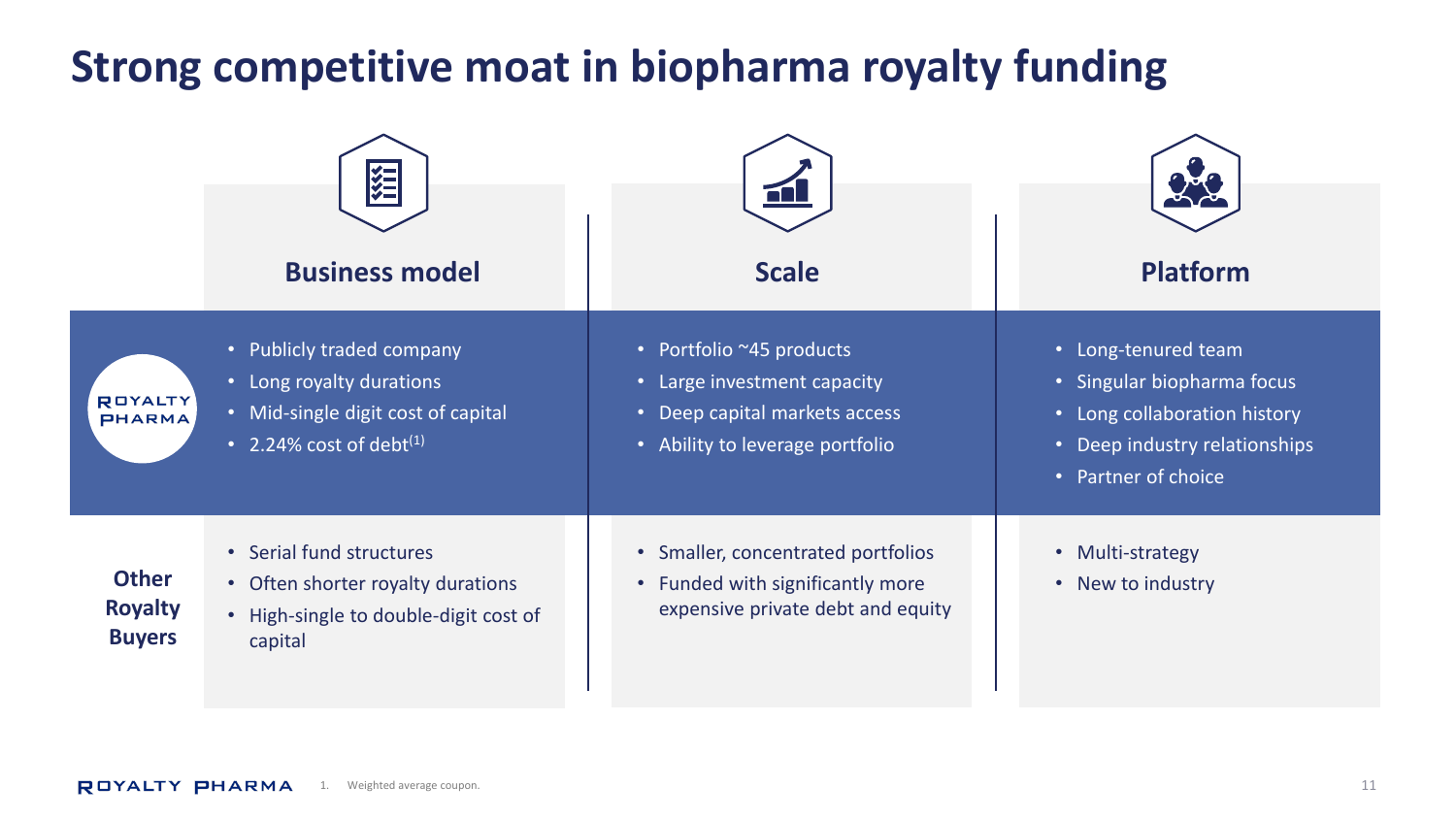# Strong competitive moat in biopharma royalty funding

| | Business model | Scale | Platform |
|---|---|---|---|
| **Royalty Pharma** | • Publicly traded company<br>• Long royalty durations<br>• Mid-single digit cost of capital<br>• 2.24% cost of debt[1] | • Portfolio ~45 products<br>• Large investment capacity<br>• Deep capital markets access<br>• Ability to leverage portfolio | • Long-tenured team<br>• Singular biopharma focus<br>• Long collaboration history<br>• Deep industry relationships<br>• Partner of choice |
| **Other Royalty Buyers** | • Serial fund structures<br>• Often shorter royalty durations<br>• High-single to double-digit cost of capital | • Smaller, concentrated portfolios<br>• Funded with significantly more expensive private debt and equity | • Multi-strategy<br>• New to industry |

1. Weighted average coupon.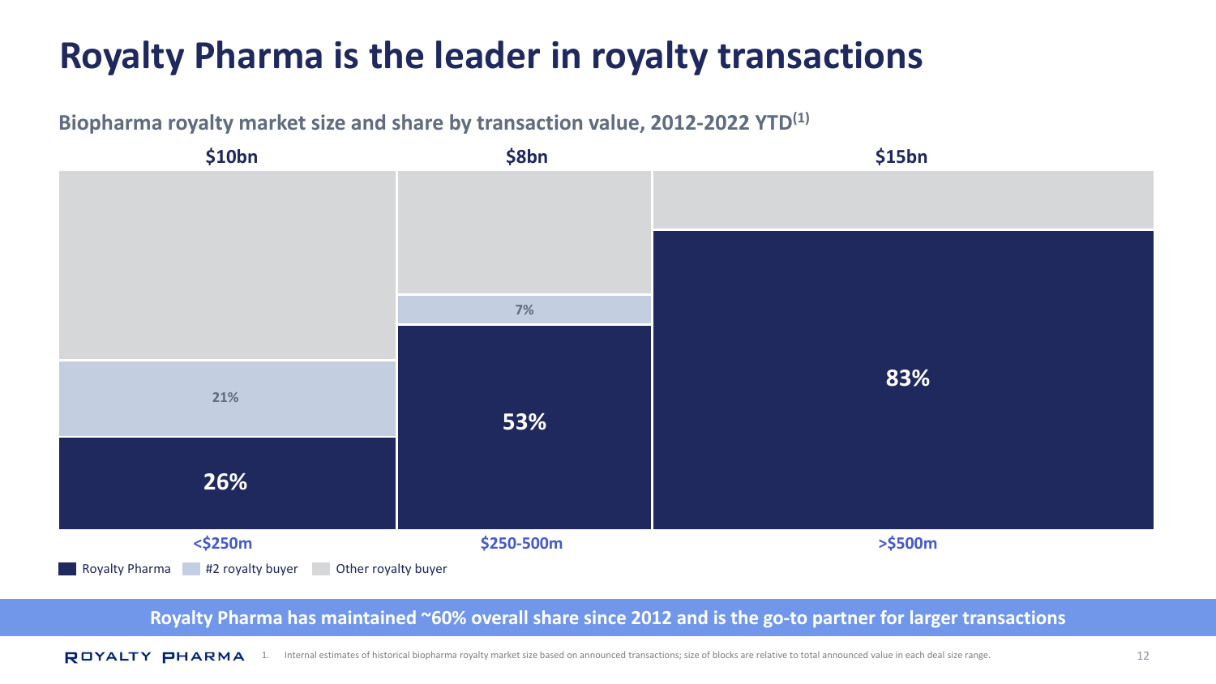# Royalty Pharma is the leader in royalty transactions

**Biopharma royalty market size and share by transaction value, 2012-2022 YTD[1]**

| Deal size range | Total market size | Royalty Pharma | #2 royalty buyer |
|---|---|---|---|
| <$250m | $10bn | 26% | 21% |
| $250-500m | $8bn | 53% | 7% |
| >$500m | $15bn | 83% | |

Royalty Pharma | #2 royalty buyer | Other royalty buyer

**Royalty Pharma has maintained ~60% overall share since 2012 and is the go-to partner for larger transactions**

1. Internal estimates of historical biopharma royalty market size based on announced transactions; size of blocks are relative to total announced value in each deal size range.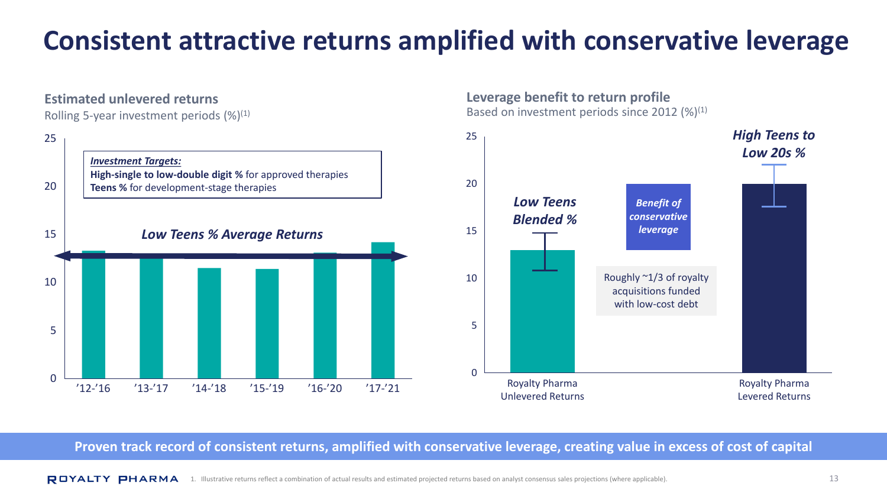# Consistent attractive returns amplified with conservative leverage

## Estimated unlevered returns

Rolling 5-year investment periods (%)[1]

***Investment Targets:***
**High-single to low-double digit %** for approved therapies
**Teens %** for development-stage therapies

*Low Teens % Average Returns*

'12-'16 | '13-'17 | '14-'18 | '15-'19 | '16-'20 | '17-'21

## Leverage benefit to return profile

Based on investment periods since 2012 (%)[1]

***Low Teens Blended %*** — Royalty Pharma Unlevered Returns

***Benefit of conservative leverage***

Roughly ~1/3 of royalty acquisitions funded with low-cost debt

***High Teens to Low 20s %*** — Royalty Pharma Levered Returns

**Proven track record of consistent returns, amplified with conservative leverage, creating value in excess of cost of capital**

1. Illustrative returns reflect a combination of actual results and estimated projected returns based on analyst consensus sales projections (where applicable).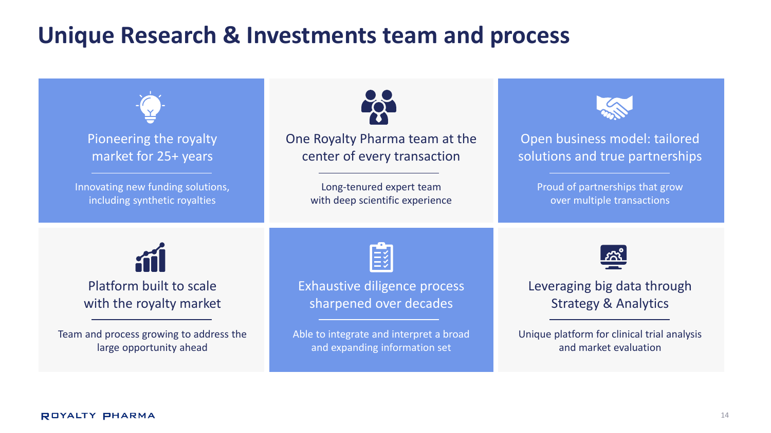# Unique Research & Investments team and process

### Pioneering the royalty market for 25+ years

Innovating new funding solutions, including synthetic royalties

### One Royalty Pharma team at the center of every transaction

Long-tenured expert team with deep scientific experience

### Open business model: tailored solutions and true partnerships

Proud of partnerships that grow over multiple transactions

### Platform built to scale with the royalty market

Team and process growing to address the large opportunity ahead

### Exhaustive diligence process sharpened over decades

Able to integrate and interpret a broad and expanding information set

### Leveraging big data through Strategy & Analytics

Unique platform for clinical trial analysis and market evaluation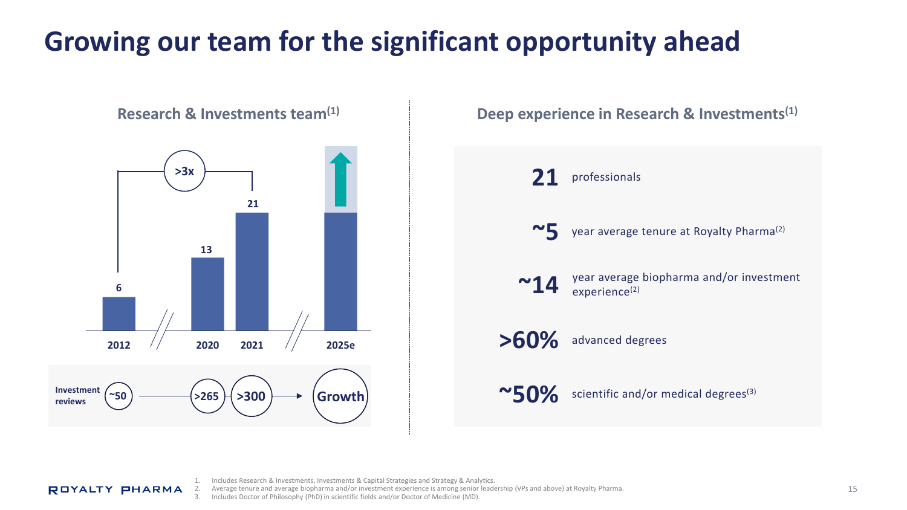# Growing our team for the significant opportunity ahead

## Research & Investments team[1]

| | 2012 | 2020 | 2021 | 2025e |
|---|---|---|---|---|
| Research & Investments team | 6 | 13 | 21 | Growth |
| Investment reviews | ~50 | >265 | >300 | Growth |

>3x (2012 to 2021)

## Deep experience in Research & Investments[1]

**21** professionals

**~5** year average tenure at Royalty Pharma[2]

**~14** year average biopharma and/or investment experience[2]

**>60%** advanced degrees

**~50%** scientific and/or medical degrees[3]

1. Includes Research & Investments, Investments & Capital Strategies and Strategy & Analytics.
2. Average tenure and average biopharma and/or investment experience is among senior leadership (VPs and above) at Royalty Pharma.
3. Includes Doctor of Philosophy (PhD) in scientific fields and/or Doctor of Medicine (MD).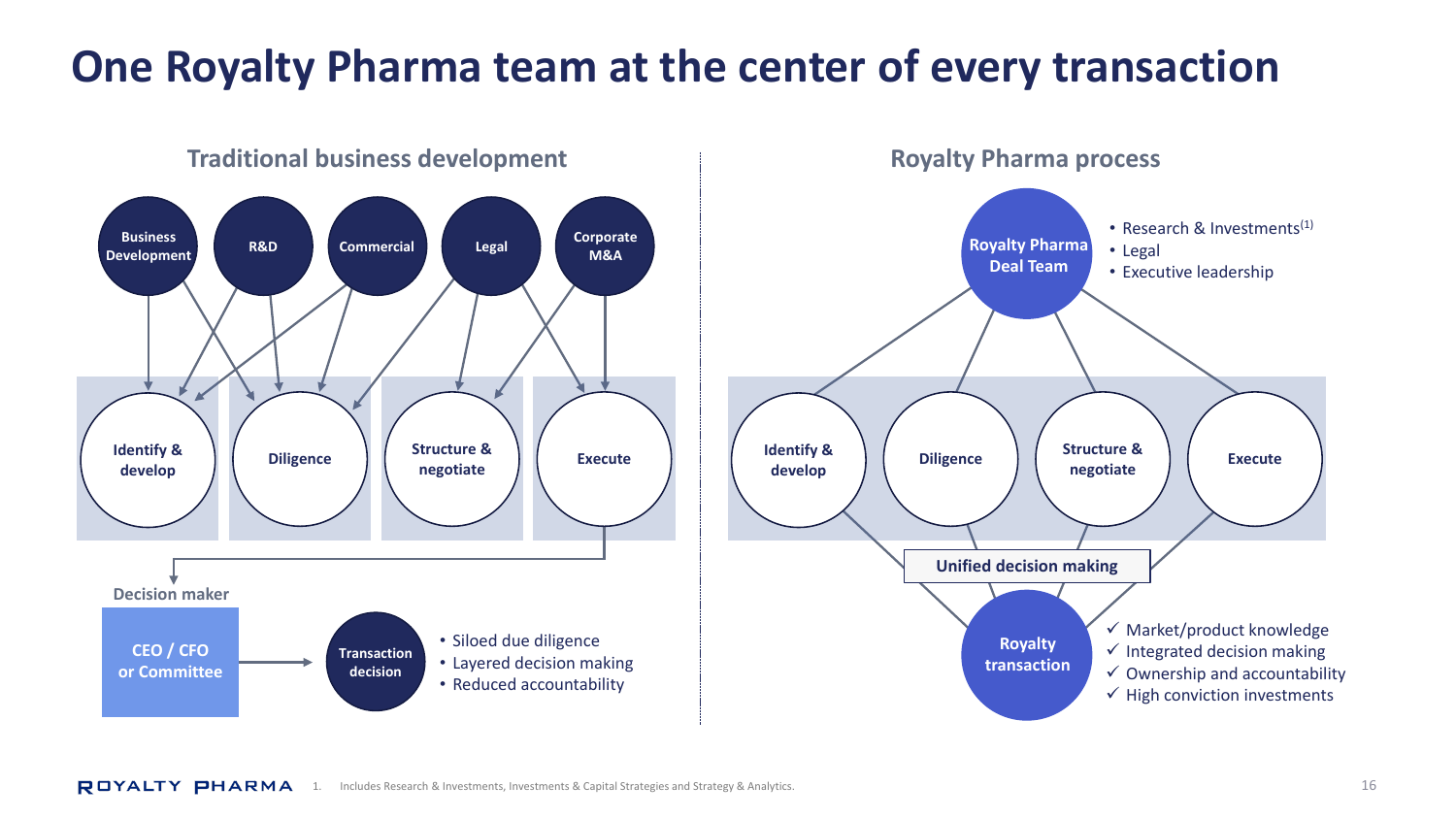# One Royalty Pharma team at the center of every transaction

## Traditional business development

Business Development | R&D | Commercial | Legal | Corporate M&A

Identify & develop | Diligence | Structure & negotiate | Execute

Decision maker

CEO / CFO or Committee → Transaction decision

- Siloed due diligence
- Layered decision making
- Reduced accountability

## Royalty Pharma process

Royalty Pharma Deal Team

- Research & Investments[1]
- Legal
- Executive leadership

Identify & develop | Diligence | Structure & negotiate | Execute

Unified decision making

Royalty transaction

- ✓ Market/product knowledge
- ✓ Integrated decision making
- ✓ Ownership and accountability
- ✓ High conviction investments

1. Includes Research & Investments, Investments & Capital Strategies and Strategy & Analytics.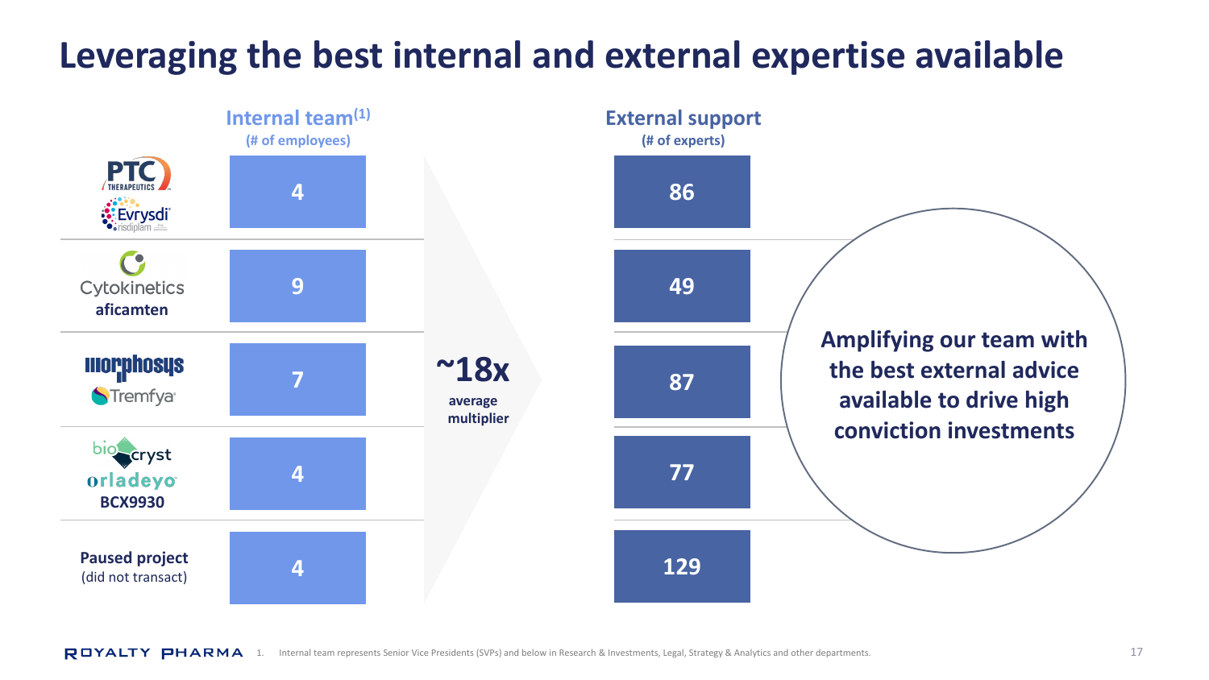# Leveraging the best internal and external expertise available

| | Internal team[1] (# of employees) | External support (# of experts) |
|---|---|---|
| PTC Therapeutics – Evrysdi (risdiplam) | 4 | 86 |
| Cytokinetics – aficamten | 9 | 49 |
| MorphoSys – Tremfya | 7 | 87 |
| BioCryst – Orladeyo, BCX9930 | 4 | 77 |
| Paused project (did not transact) | 4 | 129 |

**~18x** average multiplier

**Amplifying our team with the best external advice available to drive high conviction investments**

1. Internal team represents Senior Vice Presidents (SVPs) and below in Research & Investments, Legal, Strategy & Analytics and other departments.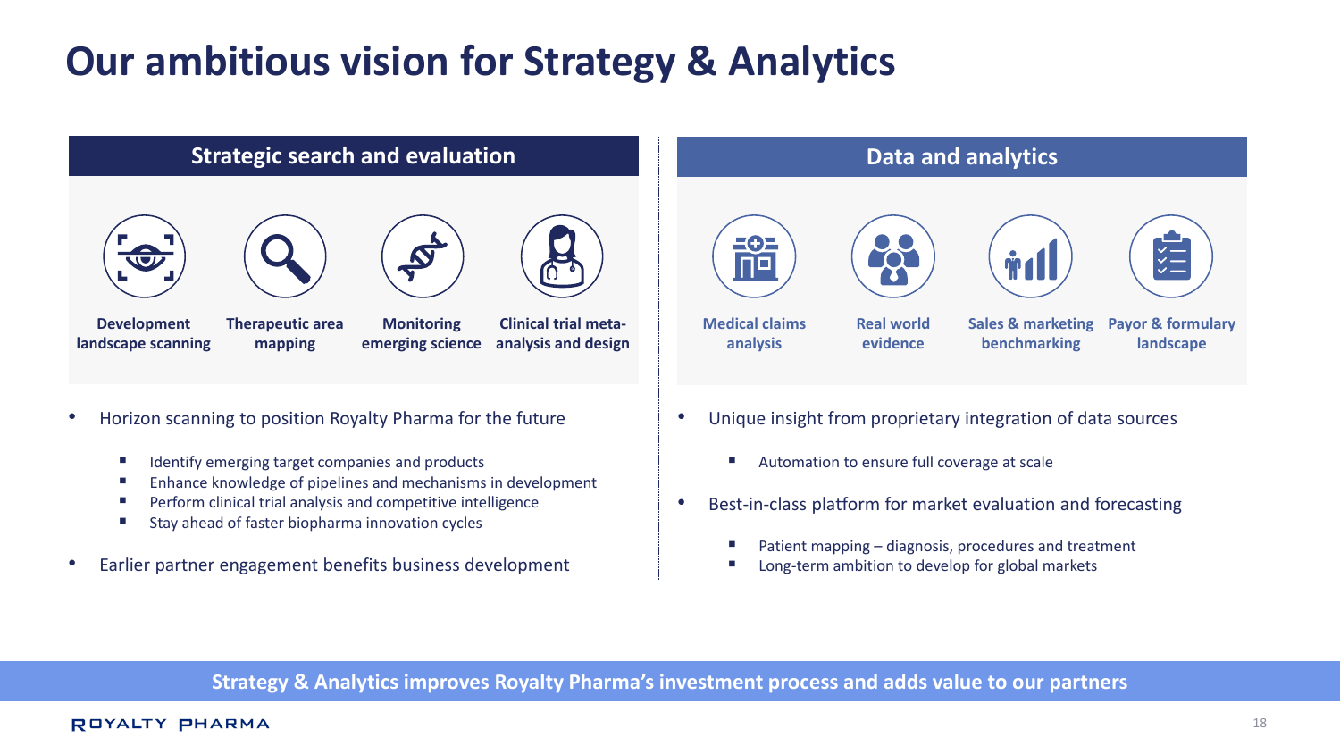# Our ambitious vision for Strategy & Analytics

## Strategic search and evaluation

- Development landscape scanning
- Therapeutic area mapping
- Monitoring emerging science
- Clinical trial meta-analysis and design

- Horizon scanning to position Royalty Pharma for the future
  - Identify emerging target companies and products
  - Enhance knowledge of pipelines and mechanisms in development
  - Perform clinical trial analysis and competitive intelligence
  - Stay ahead of faster biopharma innovation cycles
- Earlier partner engagement benefits business development

## Data and analytics

- Medical claims analysis
- Real world evidence
- Sales & marketing benchmarking
- Payor & formulary landscape

- Unique insight from proprietary integration of data sources
  - Automation to ensure full coverage at scale
- Best-in-class platform for market evaluation and forecasting
  - Patient mapping – diagnosis, procedures and treatment
  - Long-term ambition to develop for global markets

**Strategy & Analytics improves Royalty Pharma's investment process and adds value to our partners**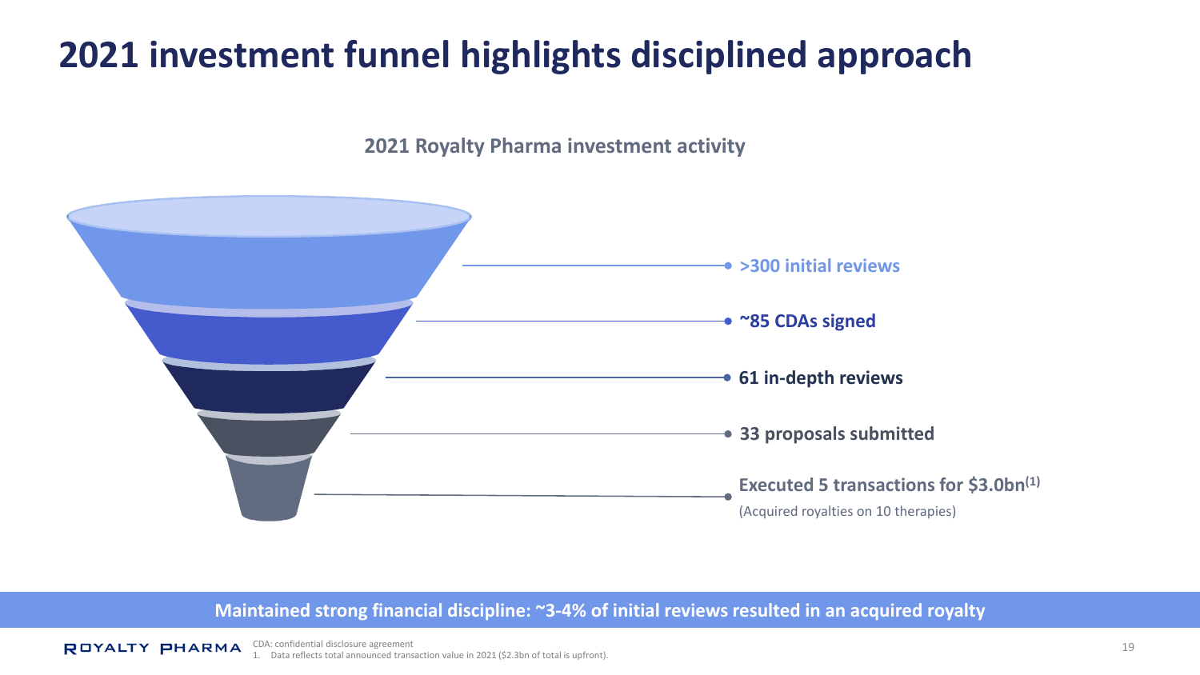# 2021 investment funnel highlights disciplined approach

**2021 Royalty Pharma investment activity**

- **>300 initial reviews**
- **~85 CDAs signed**
- **61 in-depth reviews**
- **33 proposals submitted**
- **Executed 5 transactions for $3.0bn[1]**
  (Acquired royalties on 10 therapies)

**Maintained strong financial discipline: ~3-4% of initial reviews resulted in an acquired royalty**

CDA: confidential disclosure agreement

1. Data reflects total announced transaction value in 2021 ($2.3bn of total is upfront).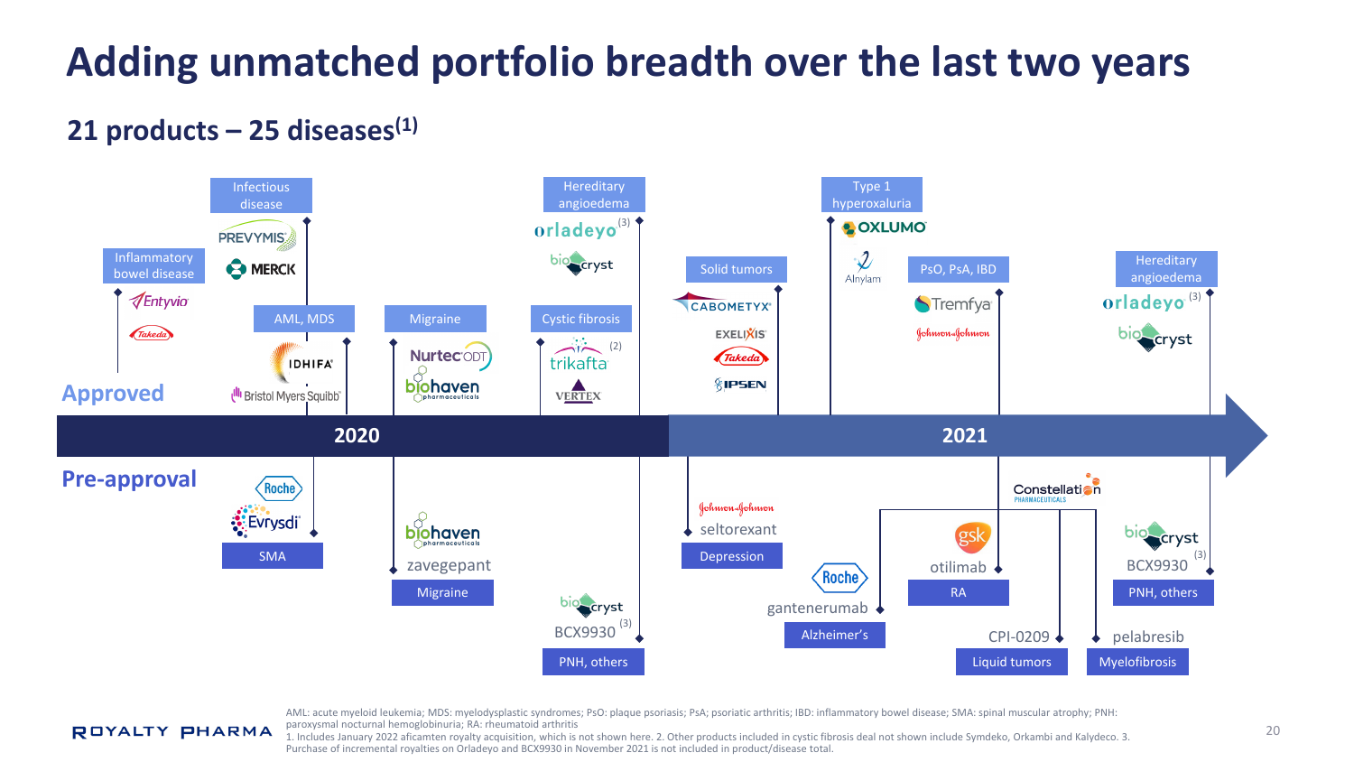# Adding unmatched portfolio breadth over the last two years

## 21 products – 25 diseases(1)

### Approved

**2020**

| Disease | Product | Company |
|---|---|---|
| Inflammatory bowel disease | Entyvio | Takeda |
| Infectious disease | PREVYMIS | MERCK |
| AML, MDS | IDHIFA | Bristol Myers Squibb |
| Migraine | Nurtec ODT | biohaven pharmaceuticals |
| Cystic fibrosis | trikafta (2) | VERTEX |
| Hereditary angioedema | orladeyo (3) | biocryst |

**2021**

| Disease | Product | Company |
|---|---|---|
| Solid tumors | CABOMETYX | EXELIXIS, Takeda, IPSEN |
| Type 1 hyperoxaluria | OXLUMO | Alnylam |
| PsO, PsA, IBD | Tremfya | Johnson & Johnson |
| Hereditary angioedema | orladeyo (3) | biocryst |

### Pre-approval

**2020**

| Disease | Product | Company |
|---|---|---|
| SMA | Evrysdi | Roche |
| Migraine | zavegepant | biohaven pharmaceuticals |
| PNH, others | BCX9930 (3) | biocryst |

**2021**

| Disease | Product | Company |
|---|---|---|
| Depression | seltorexant | Johnson & Johnson |
| Alzheimer's | gantenerumab | Roche |
| RA | otilimab | gsk |
| Liquid tumors | CPI-0209 | Constellation Pharmaceuticals |
| Myelofibrosis | pelabresib | Constellation Pharmaceuticals |
| PNH, others | BCX9930 (3) | biocryst |

AML: acute myeloid leukemia; MDS: myelodysplastic syndromes; PsO: plaque psoriasis; PsA; psoriatic arthritis; IBD: inflammatory bowel disease; SMA: spinal muscular atrophy; PNH: paroxysmal nocturnal hemoglobinuria; RA: rheumatoid arthritis

1. Includes January 2022 aficamten royalty acquisition, which is not shown here. 2. Other products included in cystic fibrosis deal not shown include Symdeko, Orkambi and Kalydeco. 3. Purchase of incremental royalties on Orladeyo and BCX9930 in November 2021 is not included in product/disease total.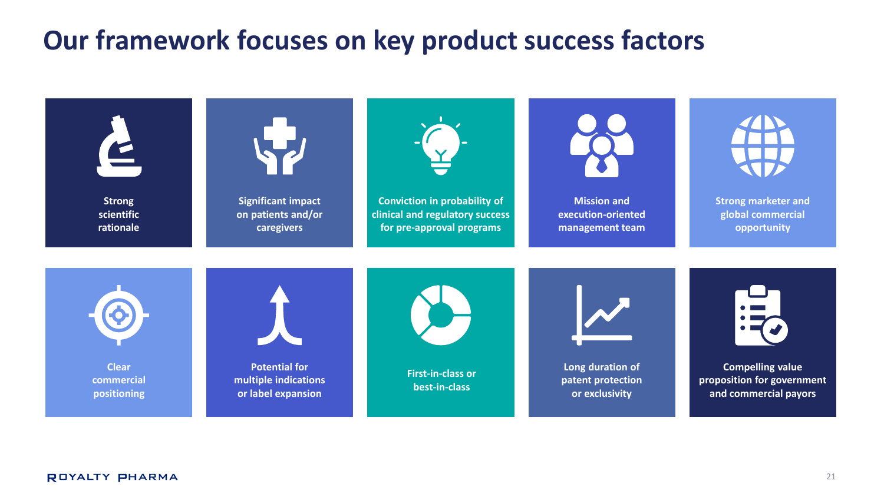# Our framework focuses on key product success factors

- Strong scientific rationale
- Significant impact on patients and/or caregivers
- Conviction in probability of clinical and regulatory success for pre-approval programs
- Mission and execution-oriented management team
- Strong marketer and global commercial opportunity
- Clear commercial positioning
- Potential for multiple indications or label expansion
- First-in-class or best-in-class
- Long duration of patent protection or exclusivity
- Compelling value proposition for government and commercial payors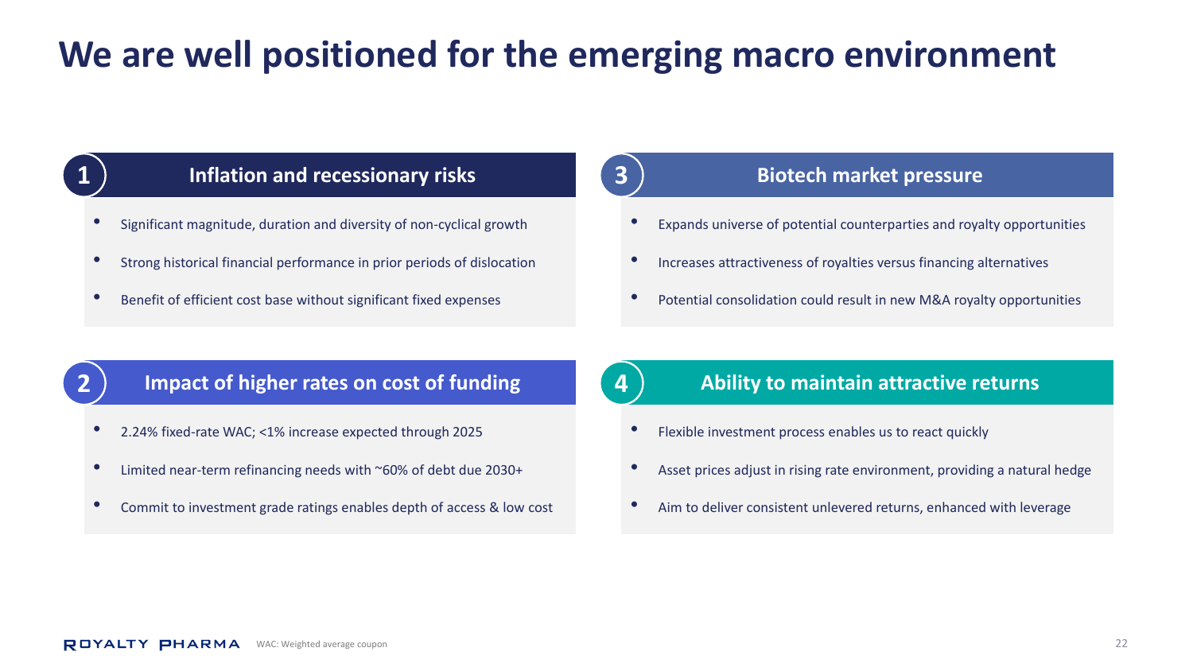# We are well positioned for the emerging macro environment

## 1 Inflation and recessionary risks

- Significant magnitude, duration and diversity of non-cyclical growth
- Strong historical financial performance in prior periods of dislocation
- Benefit of efficient cost base without significant fixed expenses

## 2 Impact of higher rates on cost of funding

- 2.24% fixed-rate WAC; <1% increase expected through 2025
- Limited near-term refinancing needs with ~60% of debt due 2030+
- Commit to investment grade ratings enables depth of access & low cost

## 3 Biotech market pressure

- Expands universe of potential counterparties and royalty opportunities
- Increases attractiveness of royalties versus financing alternatives
- Potential consolidation could result in new M&A royalty opportunities

## 4 Ability to maintain attractive returns

- Flexible investment process enables us to react quickly
- Asset prices adjust in rising rate environment, providing a natural hedge
- Aim to deliver consistent unlevered returns, enhanced with leverage

WAC: Weighted average coupon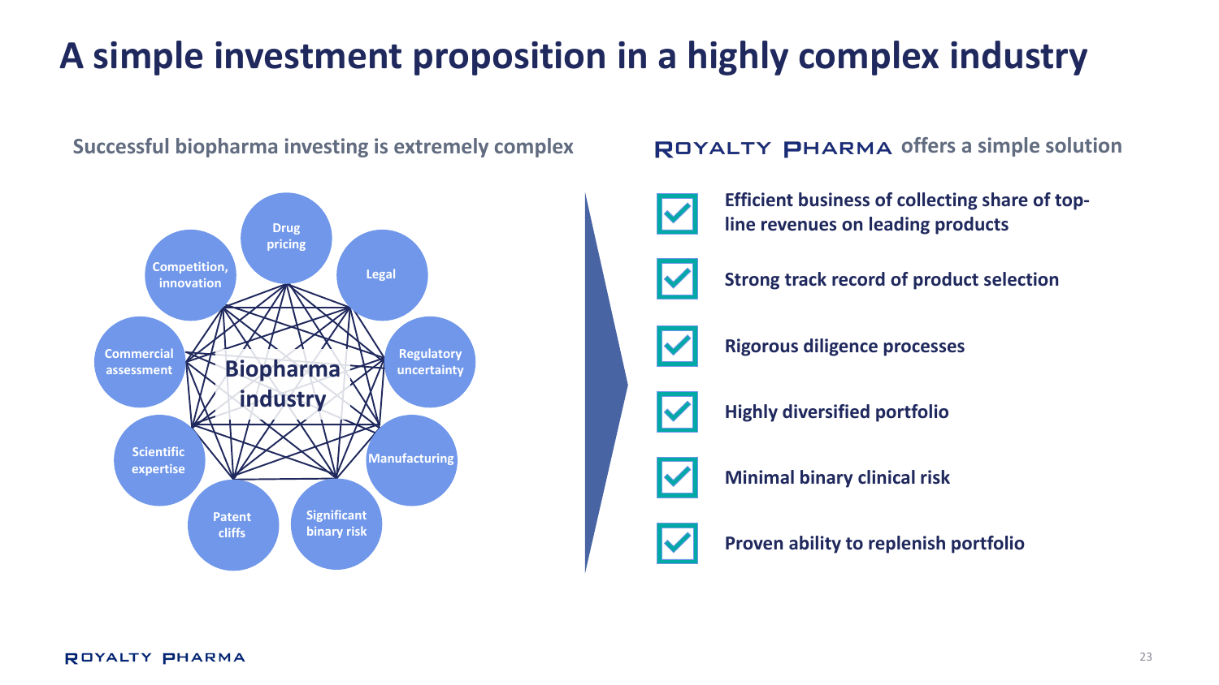# A simple investment proposition in a highly complex industry

## Successful biopharma investing is extremely complex

**Biopharma industry**

- Drug pricing
- Legal
- Regulatory uncertainty
- Manufacturing
- Significant binary risk
- Patent cliffs
- Scientific expertise
- Commercial assessment
- Competition, innovation

## ROYALTY PHARMA offers a simple solution

- ☑ **Efficient business of collecting share of top-line revenues on leading products**
- ☑ **Strong track record of product selection**
- ☑ **Rigorous diligence processes**
- ☑ **Highly diversified portfolio**
- ☑ **Minimal binary clinical risk**
- ☑ **Proven ability to replenish portfolio**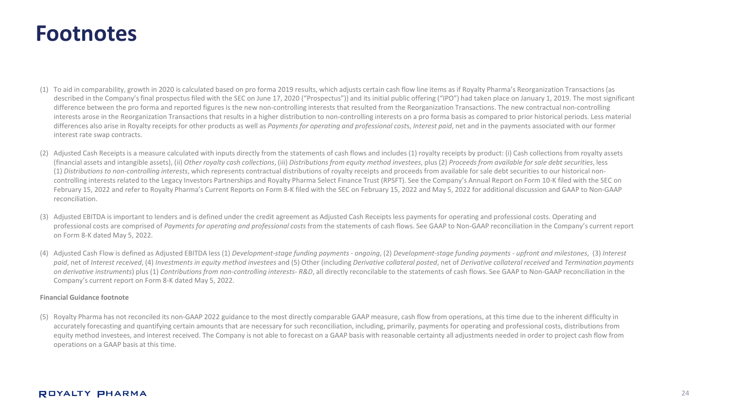# Footnotes

(1) To aid in comparability, growth in 2020 is calculated based on pro forma 2019 results, which adjusts certain cash flow line items as if Royalty Pharma's Reorganization Transactions (as described in the Company's final prospectus filed with the SEC on June 17, 2020 ("Prospectus")) and its initial public offering ("IPO") had taken place on January 1, 2019. The most significant difference between the pro forma and reported figures is the new non-controlling interests that resulted from the Reorganization Transactions. The new contractual non-controlling interests arose in the Reorganization Transactions that results in a higher distribution to non-controlling interests on a pro forma basis as compared to prior historical periods. Less material differences also arise in Royalty receipts for other products as well as *Payments for operating and professional costs*, *Interest paid*, net and in the payments associated with our former interest rate swap contracts.

(2) Adjusted Cash Receipts is a measure calculated with inputs directly from the statements of cash flows and includes (1) royalty receipts by product: (i) Cash collections from royalty assets (financial assets and intangible assets), (ii) *Other royalty cash collections*, (iii) *Distributions from equity method investees*, plus (2) *Proceeds from available for sale debt securities*, less (1) *Distributions to non-controlling interests*, which represents contractual distributions of royalty receipts and proceeds from available for sale debt securities to our historical non-controlling interests related to the Legacy Investors Partnerships and Royalty Pharma Select Finance Trust (RPSFT). See the Company's Annual Report on Form 10-K filed with the SEC on February 15, 2022 and refer to Royalty Pharma's Current Reports on Form 8-K filed with the SEC on February 15, 2022 and May 5, 2022 for additional discussion and GAAP to Non-GAAP reconciliation.

(3) Adjusted EBITDA is important to lenders and is defined under the credit agreement as Adjusted Cash Receipts less payments for operating and professional costs. Operating and professional costs are comprised of *Payments for operating and professional costs* from the statements of cash flows. See GAAP to Non-GAAP reconciliation in the Company's current report on Form 8-K dated May 5, 2022.

(4) Adjusted Cash Flow is defined as Adjusted EBITDA less (1) *Development-stage funding payments - ongoing*, (2) *Development-stage funding payments - upfront and milestones*, (3) *Interest paid*, net of *Interest received*, (4) *Investments in equity method investees* and (5) Other (including *Derivative collateral posted*, net of *Derivative collateral received* and *Termination payments on derivative instruments*) plus (1) *Contributions from non-controlling interests- R&D*, all directly reconcilable to the statements of cash flows. See GAAP to Non-GAAP reconciliation in the Company's current report on Form 8-K dated May 5, 2022.

**Financial Guidance footnote**

(5) Royalty Pharma has not reconciled its non-GAAP 2022 guidance to the most directly comparable GAAP measure, cash flow from operations, at this time due to the inherent difficulty in accurately forecasting and quantifying certain amounts that are necessary for such reconciliation, including, primarily, payments for operating and professional costs, distributions from equity method investees, and interest received. The Company is not able to forecast on a GAAP basis with reasonable certainty all adjustments needed in order to project cash flow from operations on a GAAP basis at this time.